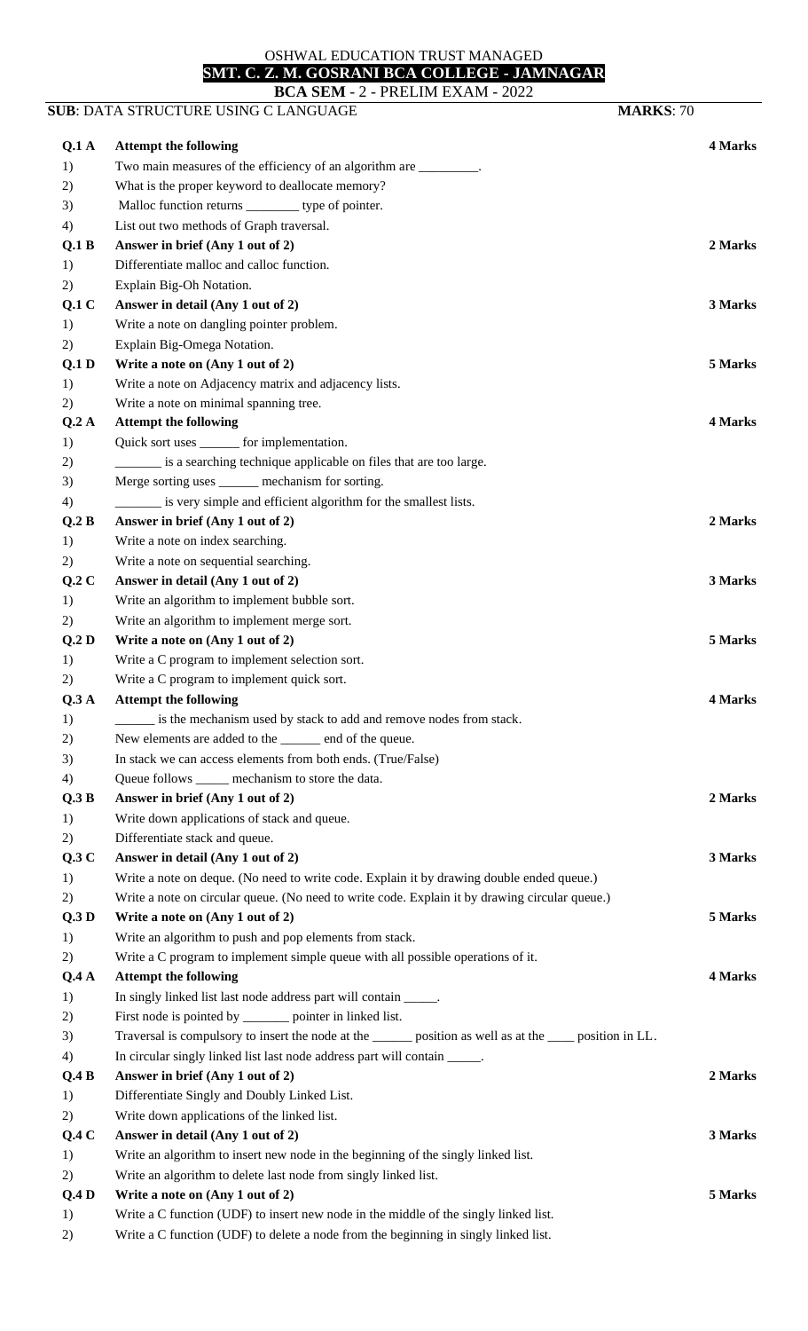OSHWAL EDUCATION TRUST MANAGED

**SMT. C. Z. M. GOSRANI BCA COLLEGE - JAMNAGAR**

**BCA SEM - 2 - PRELIM EXAM - 2022**

**SUB**: DATA STRUCTURE USING C LANGUAGE **MARKS**: 70

| | | |
|---|---|---|
| **Q.1 A** | **Attempt the following** | **4 Marks** |
| 1) | Two main measures of the efficiency of an algorithm are _________. | |
| 2) | What is the proper keyword to deallocate memory? | |
| 3) | Malloc function returns ________ type of pointer. | |
| 4) | List out two methods of Graph traversal. | |
| **Q.1 B** | **Answer in brief (Any 1 out of 2)** | **2 Marks** |
| 1) | Differentiate malloc and calloc function. | |
| 2) | Explain Big-Oh Notation. | |
| **Q.1 C** | **Answer in detail (Any 1 out of 2)** | **3 Marks** |
| 1) | Write a note on dangling pointer problem. | |
| 2) | Explain Big-Omega Notation. | |
| **Q.1 D** | **Write a note on (Any 1 out of 2)** | **5 Marks** |
| 1) | Write a note on Adjacency matrix and adjacency lists. | |
| 2) | Write a note on minimal spanning tree. | |
| **Q.2 A** | **Attempt the following** | **4 Marks** |
| 1) | Quick sort uses ______ for implementation. | |
| 2) | _______ is a searching technique applicable on files that are too large. | |
| 3) | Merge sorting uses ______ mechanism for sorting. | |
| 4) | _______ is very simple and efficient algorithm for the smallest lists. | |
| **Q.2 B** | **Answer in brief (Any 1 out of 2)** | **2 Marks** |
| 1) | Write a note on index searching. | |
| 2) | Write a note on sequential searching. | |
| **Q.2 C** | **Answer in detail (Any 1 out of 2)** | **3 Marks** |
| 1) | Write an algorithm to implement bubble sort. | |
| 2) | Write an algorithm to implement merge sort. | |
| **Q.2 D** | **Write a note on (Any 1 out of 2)** | **5 Marks** |
| 1) | Write a C program to implement selection sort. | |
| 2) | Write a C program to implement quick sort. | |
| **Q.3 A** | **Attempt the following** | **4 Marks** |
| 1) | ______ is the mechanism used by stack to add and remove nodes from stack. | |
| 2) | New elements are added to the ______ end of the queue. | |
| 3) | In stack we can access elements from both ends. (True/False) | |
| 4) | Queue follows _____ mechanism to store the data. | |
| **Q.3 B** | **Answer in brief (Any 1 out of 2)** | **2 Marks** |
| 1) | Write down applications of stack and queue. | |
| 2) | Differentiate stack and queue. | |
| **Q.3 C** | **Answer in detail (Any 1 out of 2)** | **3 Marks** |
| 1) | Write a note on deque. (No need to write code. Explain it by drawing double ended queue.) | |
| 2) | Write a note on circular queue. (No need to write code. Explain it by drawing circular queue.) | |
| **Q.3 D** | **Write a note on (Any 1 out of 2)** | **5 Marks** |
| 1) | Write an algorithm to push and pop elements from stack. | |
| 2) | Write a C program to implement simple queue with all possible operations of it. | |
| **Q.4 A** | **Attempt the following** | **4 Marks** |
| 1) | In singly linked list last node address part will contain _____. | |
| 2) | First node is pointed by _______ pointer in linked list. | |
| 3) | Traversal is compulsory to insert the node at the ______ position as well as at the ____ position in LL. | |
| 4) | In circular singly linked list last node address part will contain _____. | |
| **Q.4 B** | **Answer in brief (Any 1 out of 2)** | **2 Marks** |
| 1) | Differentiate Singly and Doubly Linked List. | |
| 2) | Write down applications of the linked list. | |
| **Q.4 C** | **Answer in detail (Any 1 out of 2)** | **3 Marks** |
| 1) | Write an algorithm to insert new node in the beginning of the singly linked list. | |
| 2) | Write an algorithm to delete last node from singly linked list. | |
| **Q.4 D** | **Write a note on (Any 1 out of 2)** | **5 Marks** |
| 1) | Write a C function (UDF) to insert new node in the middle of the singly linked list. | |
| 2) | Write a C function (UDF) to delete a node from the beginning in singly linked list. | |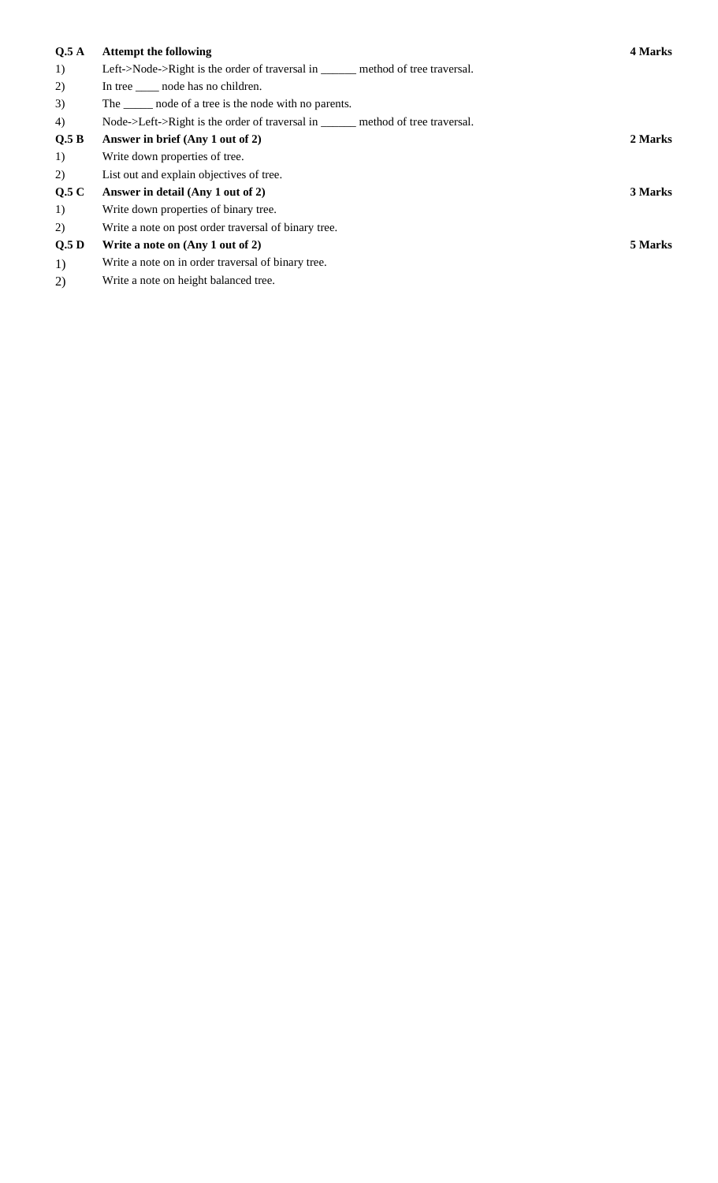| | | | |
|---|---|---|---|
| **Q.5 A** | **Attempt the following** | | **4 Marks** |
| 1) | Left->Node->Right is the order of traversal in ______ method of tree traversal. | | |
| 2) | In tree ____ node has no children. | | |
| 3) | The _____ node of a tree is the node with no parents. | | |
| 4) | Node->Left->Right is the order of traversal in ______ method of tree traversal. | | |
| **Q.5 B** | **Answer in brief (Any 1 out of 2)** | | **2 Marks** |
| 1) | Write down properties of tree. | | |
| 2) | List out and explain objectives of tree. | | |
| **Q.5 C** | **Answer in detail (Any 1 out of 2)** | | **3 Marks** |
| 1) | Write down properties of binary tree. | | |
| 2) | Write a note on post order traversal of binary tree. | | |
| **Q.5 D** | **Write a note on (Any 1 out of 2)** | | **5 Marks** |
| 1) | Write a note on in order traversal of binary tree. | | |
| 2) | Write a note on height balanced tree. | | |